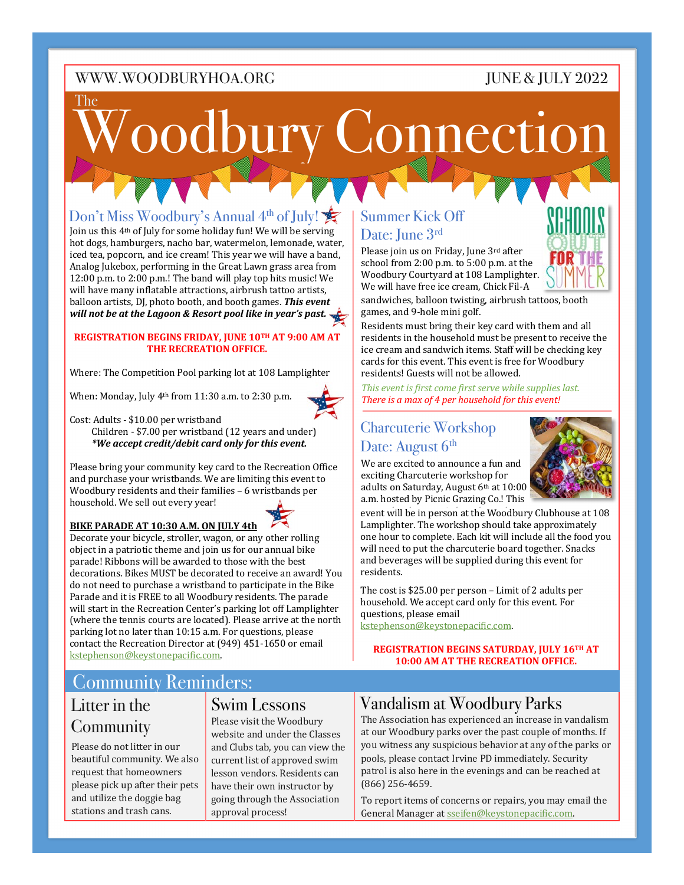WWW.WOODBURYHOA.ORG

JUNE & JULY 2022

# The Woodbury Connection

## Don't Miss Woodbury's Annual 4th of July!

Join us this 4th of July for some holiday fun! We will be serving hot dogs, hamburgers, nacho bar, watermelon, lemonade, water, iced tea, popcorn, and ice cream! This year we will have a band, Analog Jukebox, performing in the Great Lawn grass area from 12:00 p.m. to 2:00 p.m.! The band will play top hits music! We will have many inflatable attractions, airbrush tattoo artists, balloon artists, DJ, photo booth, and booth games. ***This event will not be at the Lagoon & Resort pool like in year's past.***

**REGISTRATION BEGINS FRIDAY, JUNE 10TH AT 9:00 AM AT THE RECREATION OFFICE.**

Where: The Competition Pool parking lot at 108 Lamplighter

When: Monday, July 4th from 11:30 a.m. to 2:30 p.m.

Cost: Adults - $10.00 per wristband
Children - $7.00 per wristband (12 years and under)
***We accept credit/debit card only for this event.***

Please bring your community key card to the Recreation Office and purchase your wristbands. We are limiting this event to Woodbury residents and their families – 6 wristbands per household. We sell out every year!

**BIKE PARADE AT 10:30 A.M. ON JULY 4th**

Decorate your bicycle, stroller, wagon, or any other rolling object in a patriotic theme and join us for our annual bike parade! Ribbons will be awarded to those with the best decorations. Bikes MUST be decorated to receive an award! You do not need to purchase a wristband to participate in the Bike Parade and it is FREE to all Woodbury residents. The parade will start in the Recreation Center's parking lot off Lamplighter (where the tennis courts are located). Please arrive at the north parking lot no later than 10:15 a.m. For questions, please contact the Recreation Director at (949) 451-1650 or email kstephenson@keystonepacific.com.

## Summer Kick Off
## Date: June 3rd

Please join us on Friday, June 3rd after school from 2:00 p.m. to 5:00 p.m. at the Woodbury Courtyard at 108 Lamplighter. We will have free ice cream, Chick Fil-A sandwiches, balloon twisting, airbrush tattoos, booth games, and 9-hole mini golf.

Residents must bring their key card with them and all residents in the household must be present to receive the ice cream and sandwich items. Staff will be checking key cards for this event. This event is free for Woodbury residents! Guests will not be allowed.

*This event is first come first serve while supplies last.*
*There is a max of 4 per household for this event!*

## Charcuterie Workshop
## Date: August 6th

We are excited to announce a fun and exciting Charcuterie workshop for adults on Saturday, August 6th at 10:00 a.m. hosted by Picnic Grazing Co.! This event will be in person at the Woodbury Clubhouse at 108 Lamplighter. The workshop should take approximately one hour to complete. Each kit will include all the food you will need to put the charcuterie board together. Snacks and beverages will be supplied during this event for residents.

The cost is $25.00 per person – Limit of 2 adults per household. We accept card only for this event. For questions, please email kstephenson@keystonepacific.com.

**REGISTRATION BEGINS SATURDAY, JULY 16TH AT 10:00 AM AT THE RECREATION OFFICE.**

## Community Reminders:

### Litter in the Community

Please do not litter in our beautiful community. We also request that homeowners please pick up after their pets and utilize the doggie bag stations and trash cans.

### Swim Lessons

Please visit the Woodbury website and under the Classes and Clubs tab, you can view the current list of approved swim lesson vendors. Residents can have their own instructor by going through the Association approval process!

### Vandalism at Woodbury Parks

The Association has experienced an increase in vandalism at our Woodbury parks over the past couple of months. If you witness any suspicious behavior at any of the parks or pools, please contact Irvine PD immediately. Security patrol is also here in the evenings and can be reached at (866) 256-4659.

To report items of concerns or repairs, you may email the General Manager at sseifen@keystonepacific.com.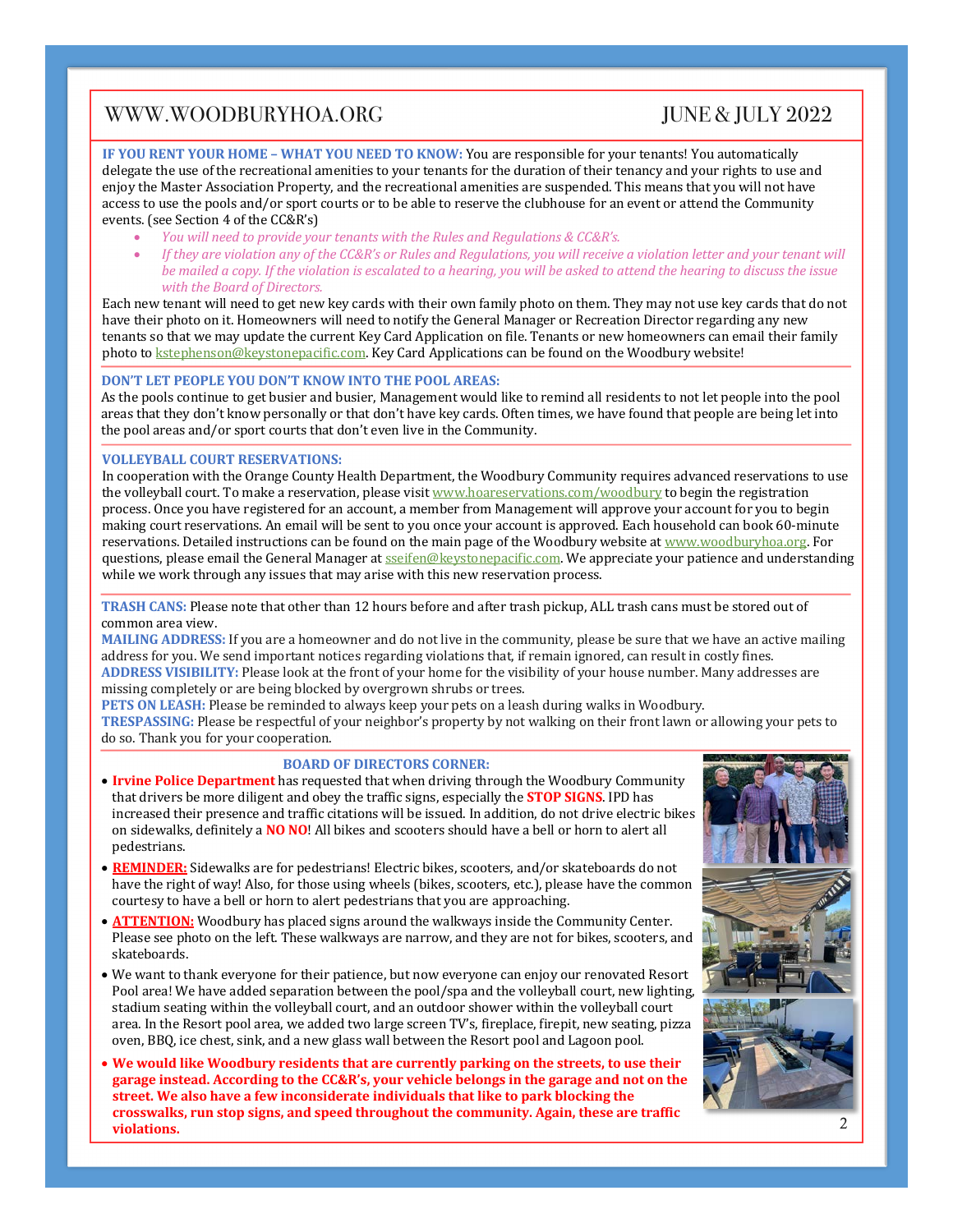**IF YOU RENT YOUR HOME – WHAT YOU NEED TO KNOW:** You are responsible for your tenants! You automatically delegate the use of the recreational amenities to your tenants for the duration of their tenancy and your rights to use and enjoy the Master Association Property, and the recreational amenities are suspended. This means that you will not have access to use the pools and/or sport courts or to be able to reserve the clubhouse for an event or attend the Community events. (see Section 4 of the CC&R's)

- *You will need to provide your tenants with the Rules and Regulations & CC&R's.*
- *If they are violation any of the CC&R's or Rules and Regulations, you will receive a violation letter and your tenant will be mailed a copy. If the violation is escalated to a hearing, you will be asked to attend the hearing to discuss the issue with the Board of Directors.*

Each new tenant will need to get new key cards with their own family photo on them. They may not use key cards that do not have their photo on it. Homeowners will need to notify the General Manager or Recreation Director regarding any new tenants so that we may update the current Key Card Application on file. Tenants or new homeowners can email their family photo to kstephenson@keystonepacific.com. Key Card Applications can be found on the Woodbury website!

**DON'T LET PEOPLE YOU DON'T KNOW INTO THE POOL AREAS:**
As the pools continue to get busier and busier, Management would like to remind all residents to not let people into the pool areas that they don't know personally or that don't have key cards. Often times, we have found that people are being let into the pool areas and/or sport courts that don't even live in the Community.

**VOLLEYBALL COURT RESERVATIONS:**
In cooperation with the Orange County Health Department, the Woodbury Community requires advanced reservations to use the volleyball court. To make a reservation, please visit www.hoareservations.com/woodbury to begin the registration process. Once you have registered for an account, a member from Management will approve your account for you to begin making court reservations. An email will be sent to you once your account is approved. Each household can book 60-minute reservations. Detailed instructions can be found on the main page of the Woodbury website at www.woodburyhoa.org. For questions, please email the General Manager at sseifen@keystonepacific.com. We appreciate your patience and understanding while we work through any issues that may arise with this new reservation process.

**TRASH CANS:** Please note that other than 12 hours before and after trash pickup, ALL trash cans must be stored out of common area view.
**MAILING ADDRESS:** If you are a homeowner and do not live in the community, please be sure that we have an active mailing address for you. We send important notices regarding violations that, if remain ignored, can result in costly fines.
**ADDRESS VISIBILITY:** Please look at the front of your home for the visibility of your house number. Many addresses are missing completely or are being blocked by overgrown shrubs or trees.
**PETS ON LEASH:** Please be reminded to always keep your pets on a leash during walks in Woodbury.
**TRESPASSING:** Please be respectful of your neighbor's property by not walking on their front lawn or allowing your pets to do so. Thank you for your cooperation.

**BOARD OF DIRECTORS CORNER:**

- **Irvine Police Department** has requested that when driving through the Woodbury Community that drivers be more diligent and obey the traffic signs, especially the **STOP SIGNS**. IPD has increased their presence and traffic citations will be issued. In addition, do not drive electric bikes on sidewalks, definitely a **NO NO**! All bikes and scooters should have a bell or horn to alert all pedestrians.
- **REMINDER:** Sidewalks are for pedestrians! Electric bikes, scooters, and/or skateboards do not have the right of way! Also, for those using wheels (bikes, scooters, etc.), please have the common courtesy to have a bell or horn to alert pedestrians that you are approaching.
- **ATTENTION:** Woodbury has placed signs around the walkways inside the Community Center. Please see photo on the left. These walkways are narrow, and they are not for bikes, scooters, and skateboards.
- We want to thank everyone for their patience, but now everyone can enjoy our renovated Resort Pool area! We have added separation between the pool/spa and the volleyball court, new lighting, stadium seating within the volleyball court, and an outdoor shower within the volleyball court area. In the Resort pool area, we added two large screen TV's, fireplace, firepit, new seating, pizza oven, BBQ, ice chest, sink, and a new glass wall between the Resort pool and Lagoon pool.
- **We would like Woodbury residents that are currently parking on the streets, to use their garage instead. According to the CC&R's, your vehicle belongs in the garage and not on the street. We also have a few inconsiderate individuals that like to park blocking the crosswalks, run stop signs, and speed throughout the community. Again, these are traffic violations.**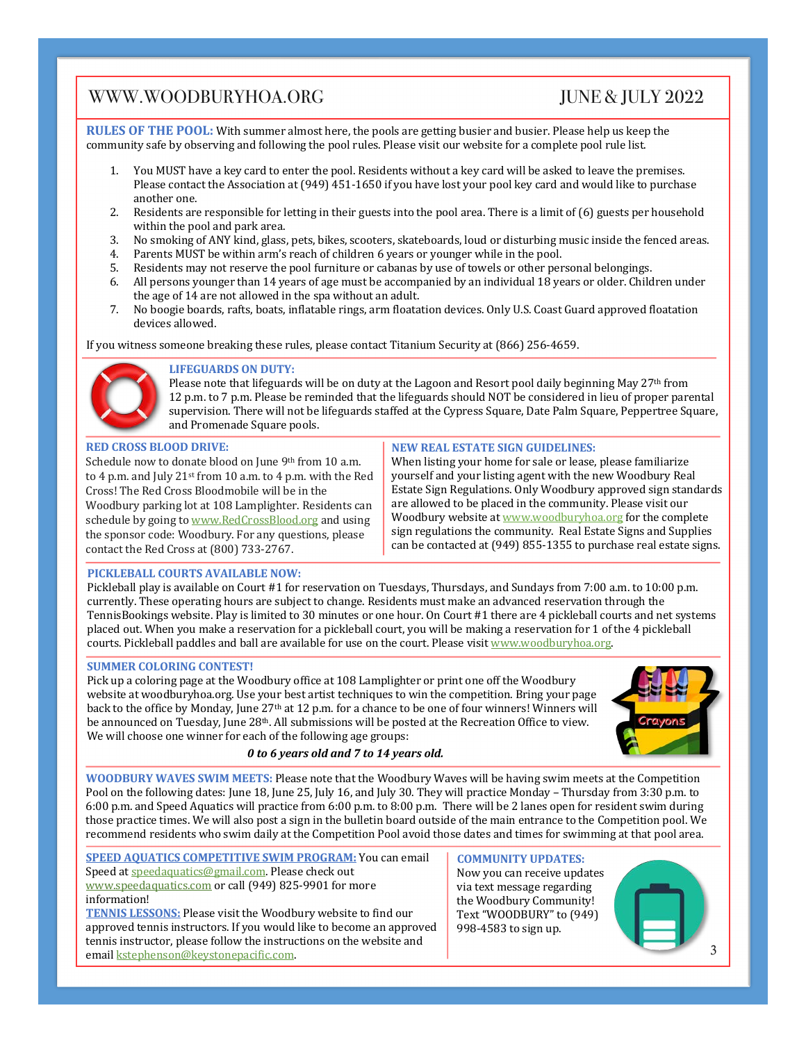**RULES OF THE POOL:** With summer almost here, the pools are getting busier and busier. Please help us keep the community safe by observing and following the pool rules. Please visit our website for a complete pool rule list.

1. You MUST have a key card to enter the pool. Residents without a key card will be asked to leave the premises. Please contact the Association at (949) 451-1650 if you have lost your pool key card and would like to purchase another one.
2. Residents are responsible for letting in their guests into the pool area. There is a limit of (6) guests per household within the pool and park area.
3. No smoking of ANY kind, glass, pets, bikes, scooters, skateboards, loud or disturbing music inside the fenced areas.
4. Parents MUST be within arm's reach of children 6 years or younger while in the pool.
5. Residents may not reserve the pool furniture or cabanas by use of towels or other personal belongings.
6. All persons younger than 14 years of age must be accompanied by an individual 18 years or older. Children under the age of 14 are not allowed in the spa without an adult.
7. No boogie boards, rafts, boats, inflatable rings, arm floatation devices. Only U.S. Coast Guard approved floatation devices allowed.

If you witness someone breaking these rules, please contact Titanium Security at (866) 256-4659.

**LIFEGUARDS ON DUTY:**
Please note that lifeguards will be on duty at the Lagoon and Resort pool daily beginning May 27th from 12 p.m. to 7 p.m. Please be reminded that the lifeguards should NOT be considered in lieu of proper parental supervision. There will not be lifeguards staffed at the Cypress Square, Date Palm Square, Peppertree Square, and Promenade Square pools.

**RED CROSS BLOOD DRIVE:**
Schedule now to donate blood on June 9th from 10 a.m. to 4 p.m. and July 21st from 10 a.m. to 4 p.m. with the Red Cross! The Red Cross Bloodmobile will be in the Woodbury parking lot at 108 Lamplighter. Residents can schedule by going to www.RedCrossBlood.org and using the sponsor code: Woodbury. For any questions, please contact the Red Cross at (800) 733-2767.

**NEW REAL ESTATE SIGN GUIDELINES:**
When listing your home for sale or lease, please familiarize yourself and your listing agent with the new Woodbury Real Estate Sign Regulations. Only Woodbury approved sign standards are allowed to be placed in the community. Please visit our Woodbury website at www.woodburyhoa.org for the complete sign regulations the community. Real Estate Signs and Supplies can be contacted at (949) 855-1355 to purchase real estate signs.

**PICKLEBALL COURTS AVAILABLE NOW:**
Pickleball play is available on Court #1 for reservation on Tuesdays, Thursdays, and Sundays from 7:00 a.m. to 10:00 p.m. currently. These operating hours are subject to change. Residents must make an advanced reservation through the TennisBookings website. Play is limited to 30 minutes or one hour. On Court #1 there are 4 pickleball courts and net systems placed out. When you make a reservation for a pickleball court, you will be making a reservation for 1 of the 4 pickleball courts. Pickleball paddles and ball are available for use on the court. Please visit www.woodburyhoa.org.

**SUMMER COLORING CONTEST!**
Pick up a coloring page at the Woodbury office at 108 Lamplighter or print one off the Woodbury website at woodburyhoa.org. Use your best artist techniques to win the competition. Bring your page back to the office by Monday, June 27th at 12 p.m. for a chance to be one of four winners! Winners will be announced on Tuesday, June 28th. All submissions will be posted at the Recreation Office to view. We will choose one winner for each of the following age groups:

***0 to 6 years old and 7 to 14 years old.***

**WOODBURY WAVES SWIM MEETS:** Please note that the Woodbury Waves will be having swim meets at the Competition Pool on the following dates: June 18, June 25, July 16, and July 30. They will practice Monday – Thursday from 3:30 p.m. to 6:00 p.m. and Speed Aquatics will practice from 6:00 p.m. to 8:00 p.m. There will be 2 lanes open for resident swim during those practice times. We will also post a sign in the bulletin board outside of the main entrance to the Competition pool. We recommend residents who swim daily at the Competition Pool avoid those dates and times for swimming at that pool area.

**SPEED AQUATICS COMPETITIVE SWIM PROGRAM:** You can email Speed at speedaquatics@gmail.com. Please check out www.speedaquatics.com or call (949) 825-9901 for more information!

**TENNIS LESSONS:** Please visit the Woodbury website to find our approved tennis instructors. If you would like to become an approved tennis instructor, please follow the instructions on the website and email kstephenson@keystonepacific.com.

**COMMUNITY UPDATES:**
Now you can receive updates via text message regarding the Woodbury Community! Text "WOODBURY" to (949) 998-4583 to sign up.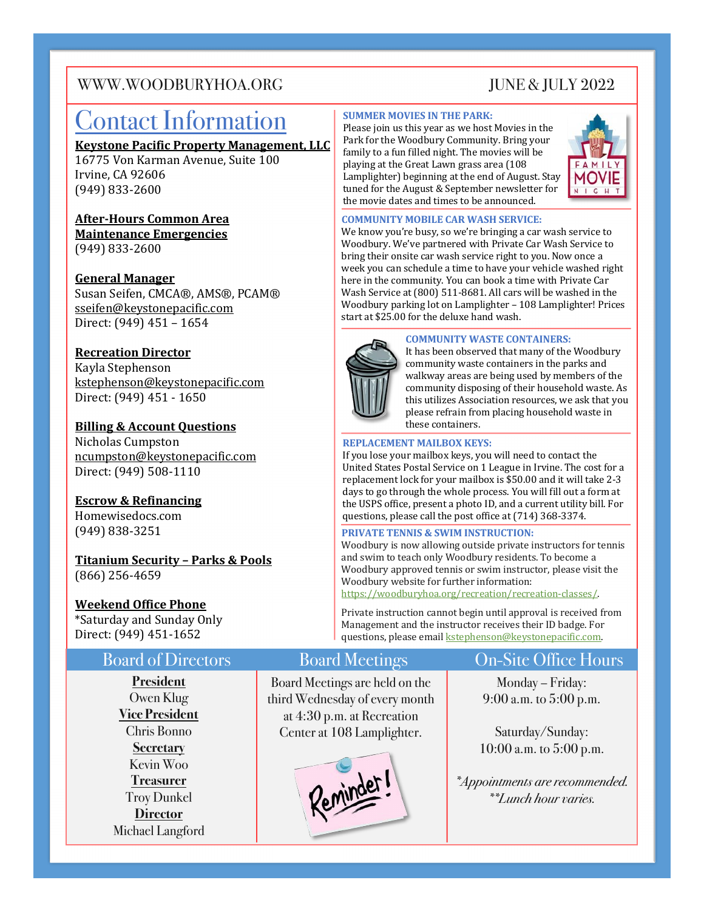WWW.WOODBURYHOA.ORG

JUNE & JULY 2022

# Contact Information

**Keystone Pacific Property Management, LLC**
16775 Von Karman Avenue, Suite 100
Irvine, CA 92606
(949) 833-2600

**After-Hours Common Area Maintenance Emergencies**
(949) 833-2600

**General Manager**
Susan Seifen, CMCA®, AMS®, PCAM®
sseifen@keystonepacific.com
Direct: (949) 451 – 1654

**Recreation Director**
Kayla Stephenson
kstephenson@keystonepacific.com
Direct: (949) 451 - 1650

**Billing & Account Questions**
Nicholas Cumpston
ncumpston@keystonepacific.com
Direct: (949) 508-1110

**Escrow & Refinancing**
Homewisedocs.com
(949) 838-3251

**Titanium Security – Parks & Pools**
(866) 256-4659

**Weekend Office Phone**
*Saturday and Sunday Only
Direct: (949) 451-1652

### SUMMER MOVIES IN THE PARK:

Please join us this year as we host Movies in the Park for the Woodbury Community. Bring your family to a fun filled night. The movies will be playing at the Great Lawn grass area (108 Lamplighter) beginning at the end of August. Stay tuned for the August & September newsletter for the movie dates and times to be announced.

### COMMUNITY MOBILE CAR WASH SERVICE:

We know you're busy, so we're bringing a car wash service to Woodbury. We've partnered with Private Car Wash Service to bring their onsite car wash service right to you. Now once a week you can schedule a time to have your vehicle washed right here in the community. You can book a time with Private Car Wash Service at (800) 511-8681. All cars will be washed in the Woodbury parking lot on Lamplighter – 108 Lamplighter! Prices start at $25.00 for the deluxe hand wash.

### COMMUNITY WASTE CONTAINERS:

It has been observed that many of the Woodbury community waste containers in the parks and walkway areas are being used by members of the community disposing of their household waste. As this utilizes Association resources, we ask that you please refrain from placing household waste in these containers.

### REPLACEMENT MAILBOX KEYS:

If you lose your mailbox keys, you will need to contact the United States Postal Service on 1 League in Irvine. The cost for a replacement lock for your mailbox is $50.00 and it will take 2-3 days to go through the whole process. You will fill out a form at the USPS office, present a photo ID, and a current utility bill. For questions, please call the post office at (714) 368-3374.

### PRIVATE TENNIS & SWIM INSTRUCTION:

Woodbury is now allowing outside private instructors for tennis and swim to teach only Woodbury residents. To become a Woodbury approved tennis or swim instructor, please visit the Woodbury website for further information: https://woodburyhoa.org/recreation/recreation-classes/.

Private instruction cannot begin until approval is received from Management and the instructor receives their ID badge. For questions, please email kstephenson@keystonepacific.com.

## Board of Directors

**President**
Owen Klug
**Vice President**
Chris Bonno
**Secretary**
Kevin Woo
**Treasurer**
Troy Dunkel
**Director**
Michael Langford

## Board Meetings

Board Meetings are held on the third Wednesday of every month at 4:30 p.m. at Recreation Center at 108 Lamplighter.

## On-Site Office Hours

Monday – Friday:
9:00 a.m. to 5:00 p.m.

Saturday/Sunday:
10:00 a.m. to 5:00 p.m.

*\*Appointments are recommended.*
*\*\*Lunch hour varies.*